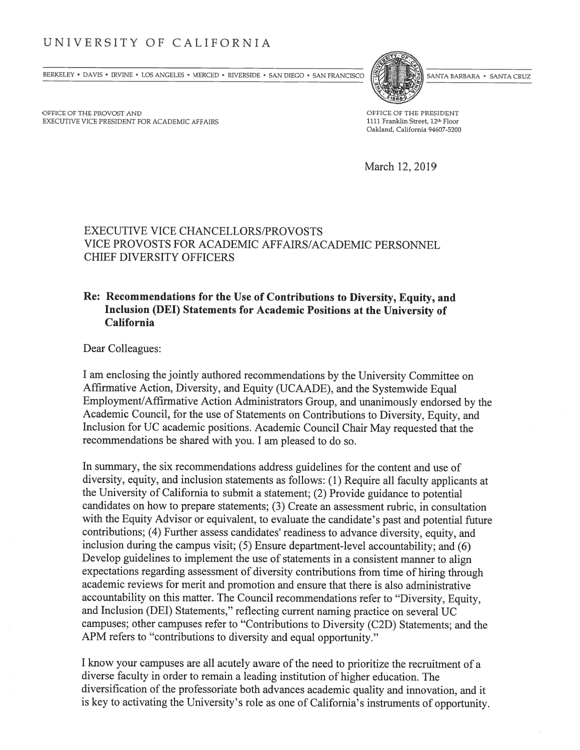# UNIVERSITY OF CALIFORNIA

BERKELEY • DAVIS • IRVINE • LOS ANGELES • MERCED • RIVERSIDE • SAN DIEGO • SAN FRANCISCO | SANTA BARBARA • SANTA CRUZ

OFFICE OF THE PROVOST AND
EXECUTIVE VICE PRESIDENT FOR ACADEMIC AFFAIRS

OFFICE OF THE PRESIDENT
1111 Franklin Street, 12th Floor
Oakland, California 94607-5200

March 12, 2019

EXECUTIVE VICE CHANCELLORS/PROVOSTS
VICE PROVOSTS FOR ACADEMIC AFFAIRS/ACADEMIC PERSONNEL
CHIEF DIVERSITY OFFICERS

**Re: Recommendations for the Use of Contributions to Diversity, Equity, and Inclusion (DEI) Statements for Academic Positions at the University of California**

Dear Colleagues:

I am enclosing the jointly authored recommendations by the University Committee on Affirmative Action, Diversity, and Equity (UCAADE), and the Systemwide Equal Employment/Affirmative Action Administrators Group, and unanimously endorsed by the Academic Council, for the use of Statements on Contributions to Diversity, Equity, and Inclusion for UC academic positions. Academic Council Chair May requested that the recommendations be shared with you. I am pleased to do so.

In summary, the six recommendations address guidelines for the content and use of diversity, equity, and inclusion statements as follows: (1) Require all faculty applicants at the University of California to submit a statement; (2) Provide guidance to potential candidates on how to prepare statements; (3) Create an assessment rubric, in consultation with the Equity Advisor or equivalent, to evaluate the candidate's past and potential future contributions; (4) Further assess candidates' readiness to advance diversity, equity, and inclusion during the campus visit; (5) Ensure department-level accountability; and (6) Develop guidelines to implement the use of statements in a consistent manner to align expectations regarding assessment of diversity contributions from time of hiring through academic reviews for merit and promotion and ensure that there is also administrative accountability on this matter. The Council recommendations refer to "Diversity, Equity, and Inclusion (DEI) Statements," reflecting current naming practice on several UC campuses; other campuses refer to "Contributions to Diversity (C2D) Statements; and the APM refers to "contributions to diversity and equal opportunity."

I know your campuses are all acutely aware of the need to prioritize the recruitment of a diverse faculty in order to remain a leading institution of higher education. The diversification of the professoriate both advances academic quality and innovation, and it is key to activating the University's role as one of California's instruments of opportunity.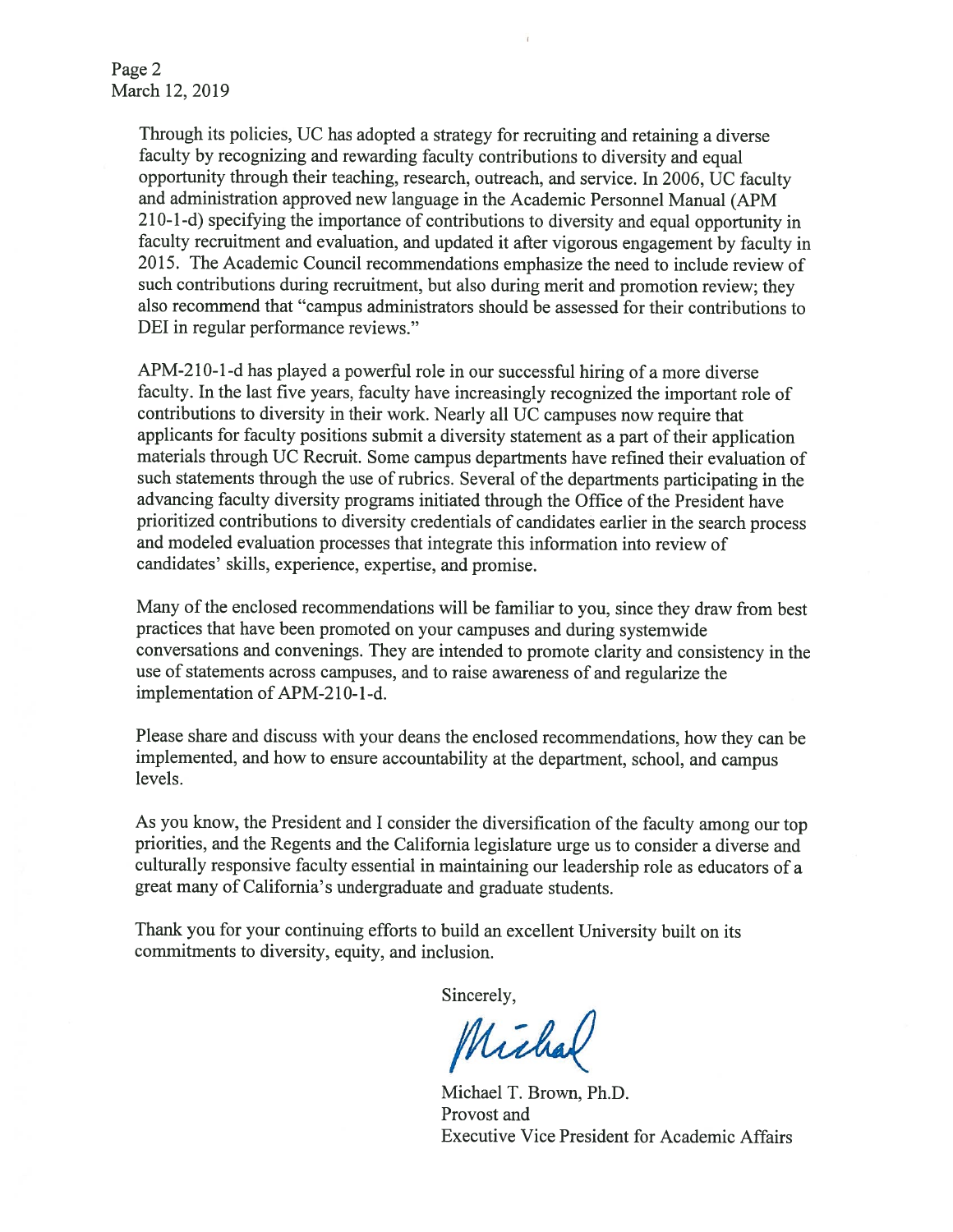Through its policies, UC has adopted a strategy for recruiting and retaining a diverse faculty by recognizing and rewarding faculty contributions to diversity and equal opportunity through their teaching, research, outreach, and service. In 2006, UC faculty and administration approved new language in the Academic Personnel Manual (APM 210-1-d) specifying the importance of contributions to diversity and equal opportunity in faculty recruitment and evaluation, and updated it after vigorous engagement by faculty in 2015. The Academic Council recommendations emphasize the need to include review of such contributions during recruitment, but also during merit and promotion review; they also recommend that "campus administrators should be assessed for their contributions to DEI in regular performance reviews."

APM-210-1-d has played a powerful role in our successful hiring of a more diverse faculty. In the last five years, faculty have increasingly recognized the important role of contributions to diversity in their work. Nearly all UC campuses now require that applicants for faculty positions submit a diversity statement as a part of their application materials through UC Recruit. Some campus departments have refined their evaluation of such statements through the use of rubrics. Several of the departments participating in the advancing faculty diversity programs initiated through the Office of the President have prioritized contributions to diversity credentials of candidates earlier in the search process and modeled evaluation processes that integrate this information into review of candidates' skills, experience, expertise, and promise.

Many of the enclosed recommendations will be familiar to you, since they draw from best practices that have been promoted on your campuses and during systemwide conversations and convenings. They are intended to promote clarity and consistency in the use of statements across campuses, and to raise awareness of and regularize the implementation of APM-210-1-d.

Please share and discuss with your deans the enclosed recommendations, how they can be implemented, and how to ensure accountability at the department, school, and campus levels.

As you know, the President and I consider the diversification of the faculty among our top priorities, and the Regents and the California legislature urge us to consider a diverse and culturally responsive faculty essential in maintaining our leadership role as educators of a great many of California's undergraduate and graduate students.

Thank you for your continuing efforts to build an excellent University built on its commitments to diversity, equity, and inclusion.

Sincerely,

Michael

Michael T. Brown, Ph.D.
Provost and
Executive Vice President for Academic Affairs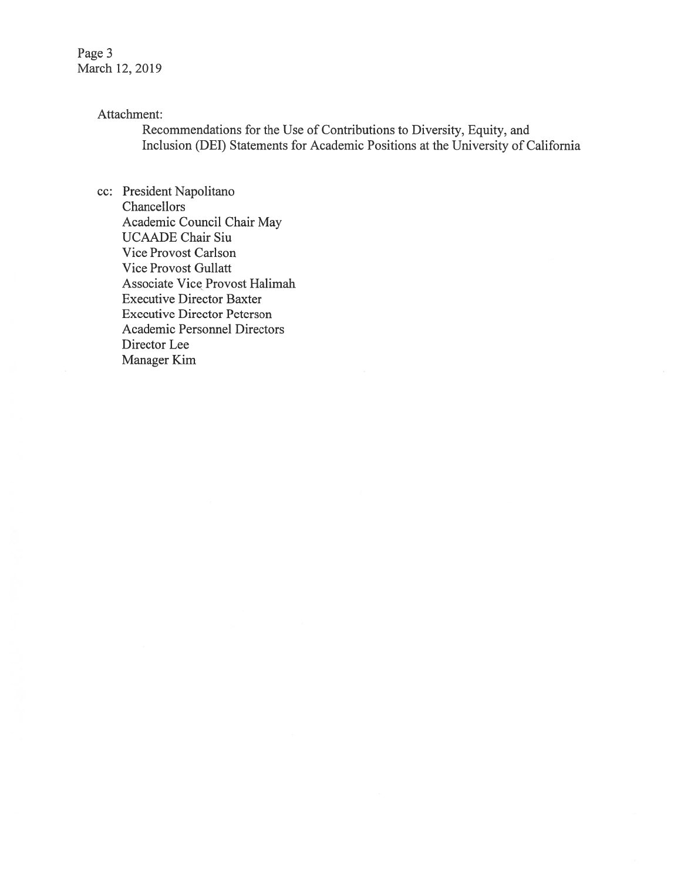Page 3
March 12, 2019

Attachment:

Recommendations for the Use of Contributions to Diversity, Equity, and Inclusion (DEI) Statements for Academic Positions at the University of California

cc: President Napolitano
Chancellors
Academic Council Chair May
UCAADE Chair Siu
Vice Provost Carlson
Vice Provost Gullatt
Associate Vice Provost Halimah
Executive Director Baxter
Executive Director Peterson
Academic Personnel Directors
Director Lee
Manager Kim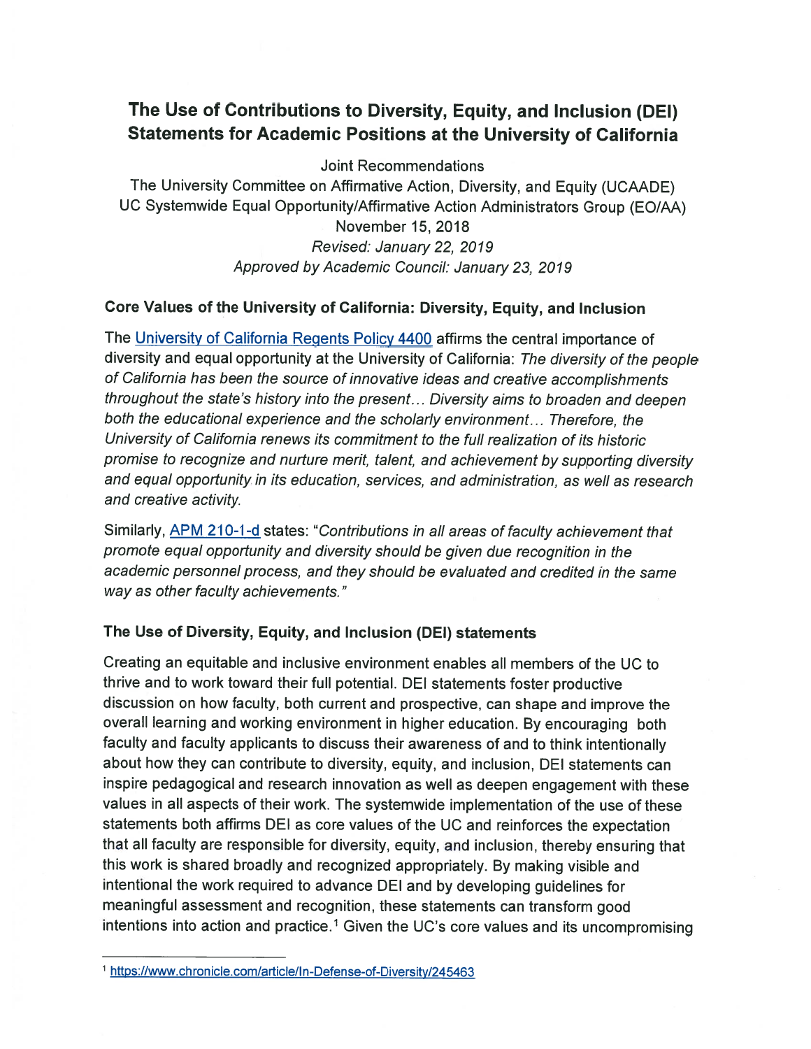# The Use of Contributions to Diversity, Equity, and Inclusion (DEI) Statements for Academic Positions at the University of California

Joint Recommendations
The University Committee on Affirmative Action, Diversity, and Equity (UCAADE)
UC Systemwide Equal Opportunity/Affirmative Action Administrators Group (EO/AA)
November 15, 2018
*Revised: January 22, 2019*
*Approved by Academic Council: January 23, 2019*

## Core Values of the University of California: Diversity, Equity, and Inclusion

The [University of California Regents Policy 4400](#) affirms the central importance of diversity and equal opportunity at the University of California: *The diversity of the people of California has been the source of innovative ideas and creative accomplishments throughout the state's history into the present… Diversity aims to broaden and deepen both the educational experience and the scholarly environment… Therefore, the University of California renews its commitment to the full realization of its historic promise to recognize and nurture merit, talent, and achievement by supporting diversity and equal opportunity in its education, services, and administration, as well as research and creative activity.*

Similarly, [APM 210-1-d](#) states: "*Contributions in all areas of faculty achievement that promote equal opportunity and diversity should be given due recognition in the academic personnel process, and they should be evaluated and credited in the same way as other faculty achievements.*"

## The Use of Diversity, Equity, and Inclusion (DEI) statements

Creating an equitable and inclusive environment enables all members of the UC to thrive and to work toward their full potential. DEI statements foster productive discussion on how faculty, both current and prospective, can shape and improve the overall learning and working environment in higher education. By encouraging both faculty and faculty applicants to discuss their awareness of and to think intentionally about how they can contribute to diversity, equity, and inclusion, DEI statements can inspire pedagogical and research innovation as well as deepen engagement with these values in all aspects of their work. The systemwide implementation of the use of these statements both affirms DEI as core values of the UC and reinforces the expectation that all faculty are responsible for diversity, equity, and inclusion, thereby ensuring that this work is shared broadly and recognized appropriately. By making visible and intentional the work required to advance DEI and by developing guidelines for meaningful assessment and recognition, these statements can transform good intentions into action and practice.[1] Given the UC's core values and its uncompromising

[1] https://www.chronicle.com/article/In-Defense-of-Diversity/245463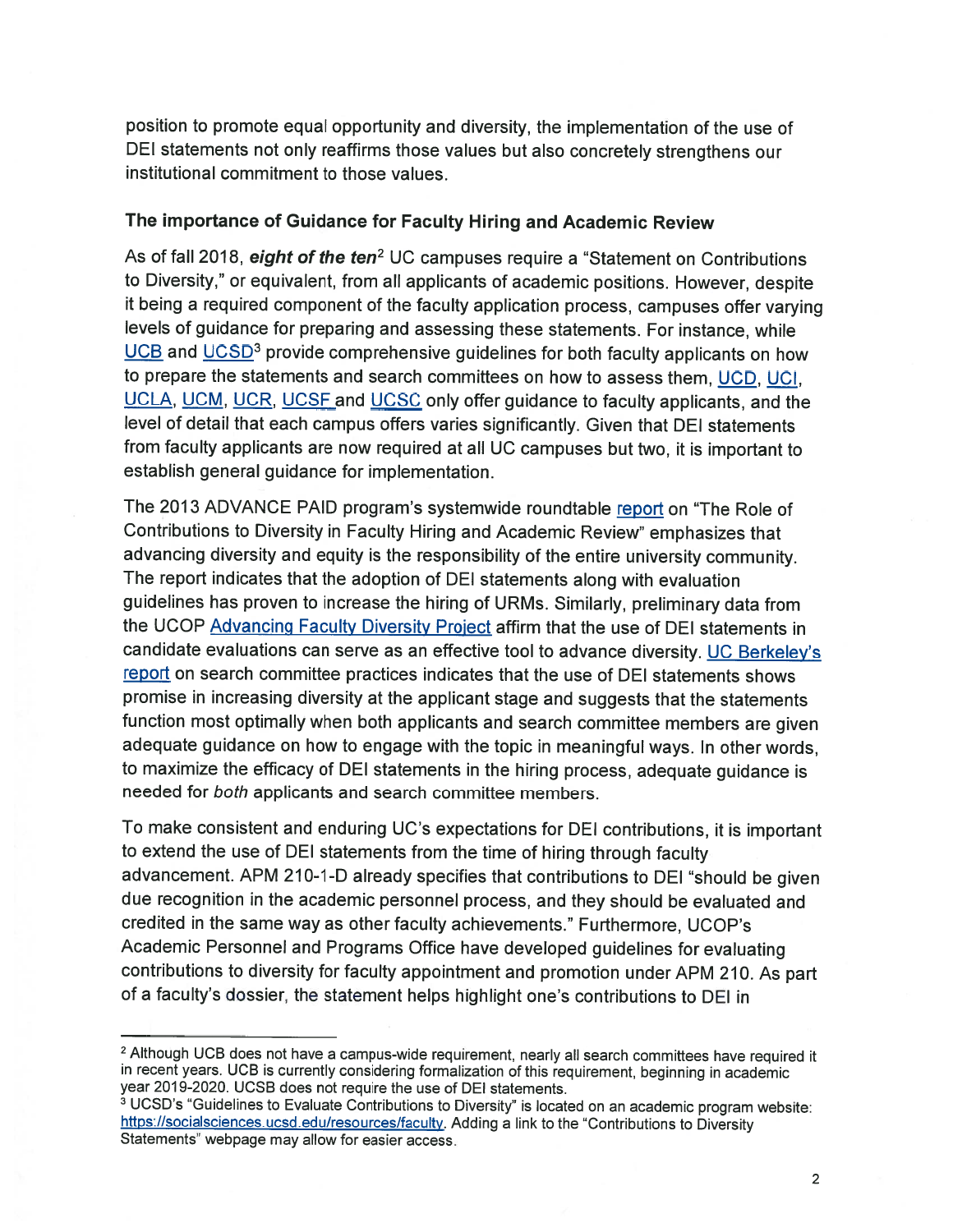position to promote equal opportunity and diversity, the implementation of the use of DEI statements not only reaffirms those values but also concretely strengthens our institutional commitment to those values.

## The importance of Guidance for Faculty Hiring and Academic Review

As of fall 2018, ***eight of the ten***[2] UC campuses require a "Statement on Contributions to Diversity," or equivalent, from all applicants of academic positions. However, despite it being a required component of the faculty application process, campuses offer varying levels of guidance for preparing and assessing these statements. For instance, while UCB and UCSD[3] provide comprehensive guidelines for both faculty applicants on how to prepare the statements and search committees on how to assess them, UCD, UCI, UCLA, UCM, UCR, UCSF and UCSC only offer guidance to faculty applicants, and the level of detail that each campus offers varies significantly. Given that DEI statements from faculty applicants are now required at all UC campuses but two, it is important to establish general guidance for implementation.

The 2013 ADVANCE PAID program's systemwide roundtable report on "The Role of Contributions to Diversity in Faculty Hiring and Academic Review" emphasizes that advancing diversity and equity is the responsibility of the entire university community. The report indicates that the adoption of DEI statements along with evaluation guidelines has proven to increase the hiring of URMs. Similarly, preliminary data from the UCOP Advancing Faculty Diversity Project affirm that the use of DEI statements in candidate evaluations can serve as an effective tool to advance diversity. UC Berkeley's report on search committee practices indicates that the use of DEI statements shows promise in increasing diversity at the applicant stage and suggests that the statements function most optimally when both applicants and search committee members are given adequate guidance on how to engage with the topic in meaningful ways. In other words, to maximize the efficacy of DEI statements in the hiring process, adequate guidance is needed for *both* applicants and search committee members.

To make consistent and enduring UC's expectations for DEI contributions, it is important to extend the use of DEI statements from the time of hiring through faculty advancement. APM 210-1-D already specifies that contributions to DEI "should be given due recognition in the academic personnel process, and they should be evaluated and credited in the same way as other faculty achievements." Furthermore, UCOP's Academic Personnel and Programs Office have developed guidelines for evaluating contributions to diversity for faculty appointment and promotion under APM 210. As part of a faculty's dossier, the statement helps highlight one's contributions to DEI in

---

[2] Although UCB does not have a campus-wide requirement, nearly all search committees have required it in recent years. UCB is currently considering formalization of this requirement, beginning in academic year 2019-2020. UCSB does not require the use of DEI statements.

[3] UCSD's "Guidelines to Evaluate Contributions to Diversity" is located on an academic program website: https://socialsciences.ucsd.edu/resources/faculty. Adding a link to the "Contributions to Diversity Statements" webpage may allow for easier access.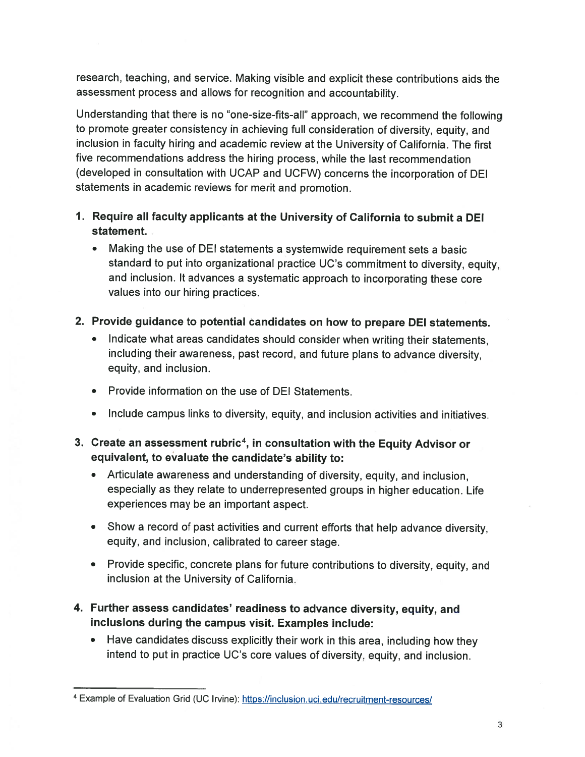research, teaching, and service. Making visible and explicit these contributions aids the assessment process and allows for recognition and accountability.

Understanding that there is no "one-size-fits-all" approach, we recommend the following to promote greater consistency in achieving full consideration of diversity, equity, and inclusion in faculty hiring and academic review at the University of California. The first five recommendations address the hiring process, while the last recommendation (developed in consultation with UCAP and UCFW) concerns the incorporation of DEI statements in academic reviews for merit and promotion.

1. **Require all faculty applicants at the University of California to submit a DEI statement.**
   - Making the use of DEI statements a systemwide requirement sets a basic standard to put into organizational practice UC's commitment to diversity, equity, and inclusion. It advances a systematic approach to incorporating these core values into our hiring practices.

2. **Provide guidance to potential candidates on how to prepare DEI statements.**
   - Indicate what areas candidates should consider when writing their statements, including their awareness, past record, and future plans to advance diversity, equity, and inclusion.
   - Provide information on the use of DEI Statements.
   - Include campus links to diversity, equity, and inclusion activities and initiatives.

3. **Create an assessment rubric[4], in consultation with the Equity Advisor or equivalent, to evaluate the candidate's ability to:**
   - Articulate awareness and understanding of diversity, equity, and inclusion, especially as they relate to underrepresented groups in higher education. Life experiences may be an important aspect.
   - Show a record of past activities and current efforts that help advance diversity, equity, and inclusion, calibrated to career stage.
   - Provide specific, concrete plans for future contributions to diversity, equity, and inclusion at the University of California.

4. **Further assess candidates' readiness to advance diversity, equity, and inclusions during the campus visit. Examples include:**
   - Have candidates discuss explicitly their work in this area, including how they intend to put in practice UC's core values of diversity, equity, and inclusion.

---

[4] Example of Evaluation Grid (UC Irvine): https://inclusion.uci.edu/recruitment-resources/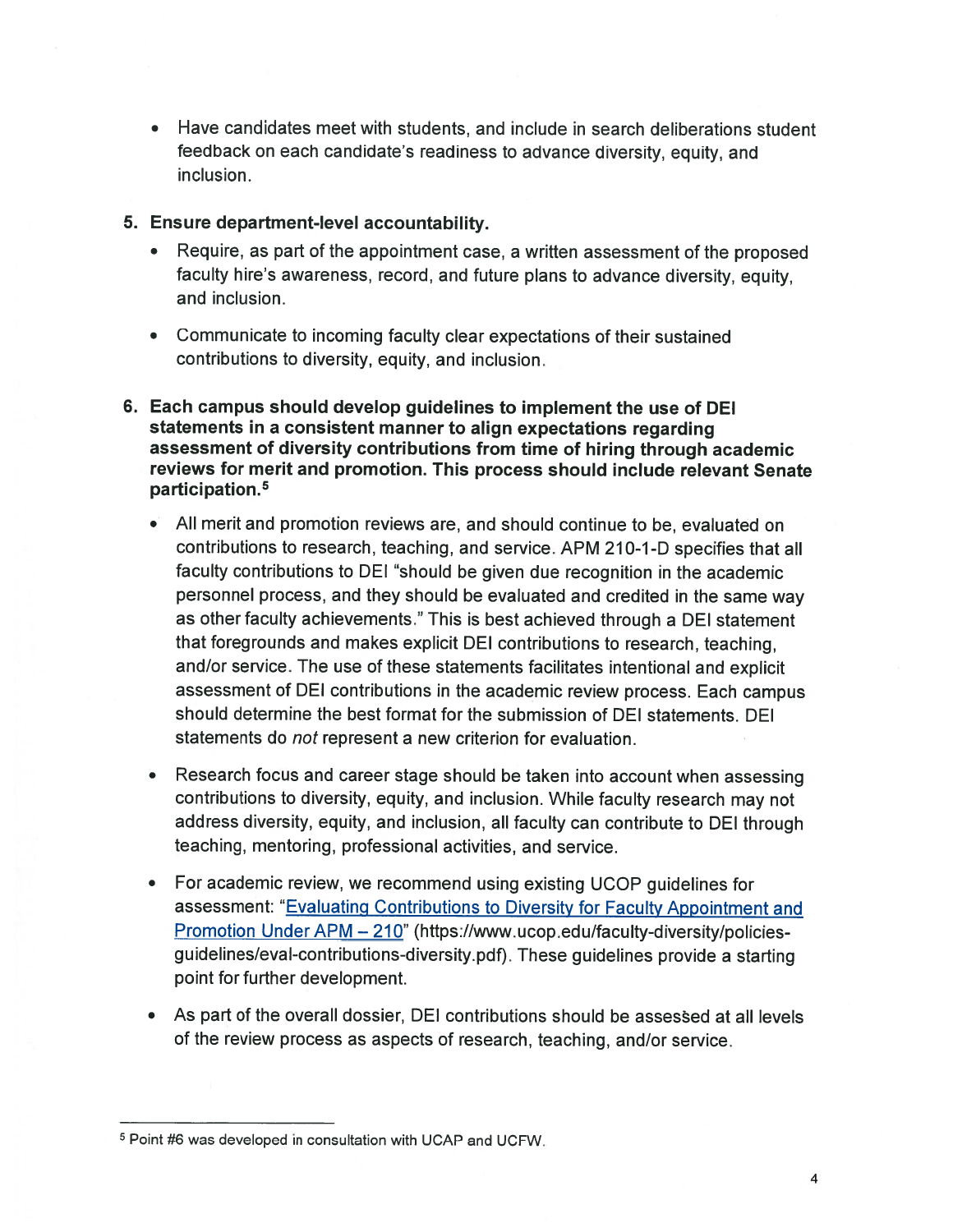- Have candidates meet with students, and include in search deliberations student feedback on each candidate's readiness to advance diversity, equity, and inclusion.

5. **Ensure department-level accountability.**
   - Require, as part of the appointment case, a written assessment of the proposed faculty hire's awareness, record, and future plans to advance diversity, equity, and inclusion.
   - Communicate to incoming faculty clear expectations of their sustained contributions to diversity, equity, and inclusion.

6. **Each campus should develop guidelines to implement the use of DEI statements in a consistent manner to align expectations regarding assessment of diversity contributions from time of hiring through academic reviews for merit and promotion. This process should include relevant Senate participation.[5]**
   - All merit and promotion reviews are, and should continue to be, evaluated on contributions to research, teaching, and service. APM 210-1-D specifies that all faculty contributions to DEI "should be given due recognition in the academic personnel process, and they should be evaluated and credited in the same way as other faculty achievements." This is best achieved through a DEI statement that foregrounds and makes explicit DEI contributions to research, teaching, and/or service. The use of these statements facilitates intentional and explicit assessment of DEI contributions in the academic review process. Each campus should determine the best format for the submission of DEI statements. DEI statements do *not* represent a new criterion for evaluation.
   - Research focus and career stage should be taken into account when assessing contributions to diversity, equity, and inclusion. While faculty research may not address diversity, equity, and inclusion, all faculty can contribute to DEI through teaching, mentoring, professional activities, and service.
   - For academic review, we recommend using existing UCOP guidelines for assessment: "Evaluating Contributions to Diversity for Faculty Appointment and Promotion Under APM – 210" (https://www.ucop.edu/faculty-diversity/policies-guidelines/eval-contributions-diversity.pdf). These guidelines provide a starting point for further development.
   - As part of the overall dossier, DEI contributions should be assessed at all levels of the review process as aspects of research, teaching, and/or service.

---

[5] Point #6 was developed in consultation with UCAP and UCFW.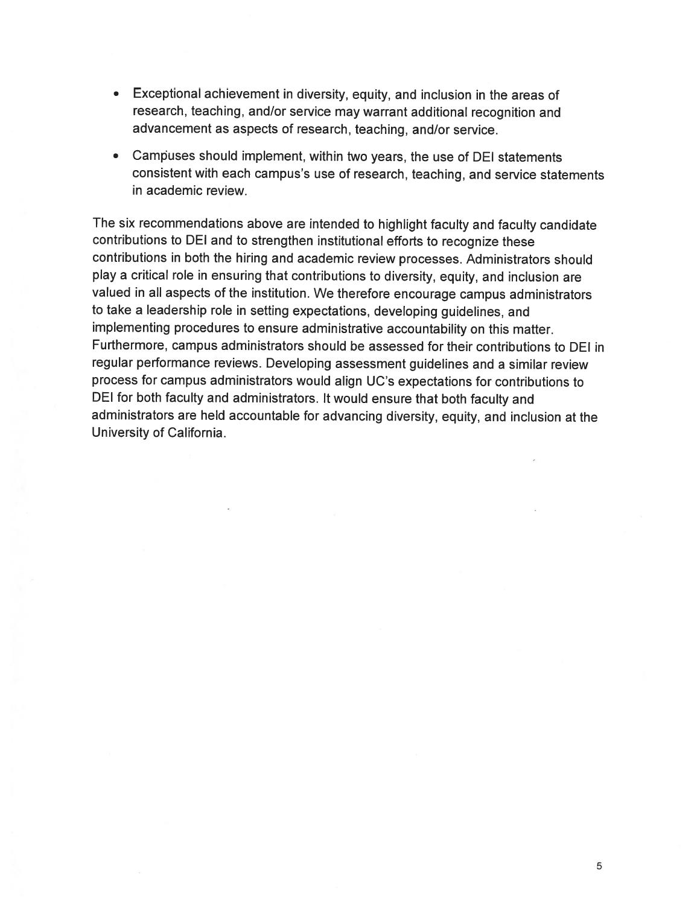- Exceptional achievement in diversity, equity, and inclusion in the areas of research, teaching, and/or service may warrant additional recognition and advancement as aspects of research, teaching, and/or service.
- Campuses should implement, within two years, the use of DEI statements consistent with each campus's use of research, teaching, and service statements in academic review.

The six recommendations above are intended to highlight faculty and faculty candidate contributions to DEI and to strengthen institutional efforts to recognize these contributions in both the hiring and academic review processes. Administrators should play a critical role in ensuring that contributions to diversity, equity, and inclusion are valued in all aspects of the institution. We therefore encourage campus administrators to take a leadership role in setting expectations, developing guidelines, and implementing procedures to ensure administrative accountability on this matter. Furthermore, campus administrators should be assessed for their contributions to DEI in regular performance reviews. Developing assessment guidelines and a similar review process for campus administrators would align UC's expectations for contributions to DEI for both faculty and administrators. It would ensure that both faculty and administrators are held accountable for advancing diversity, equity, and inclusion at the University of California.